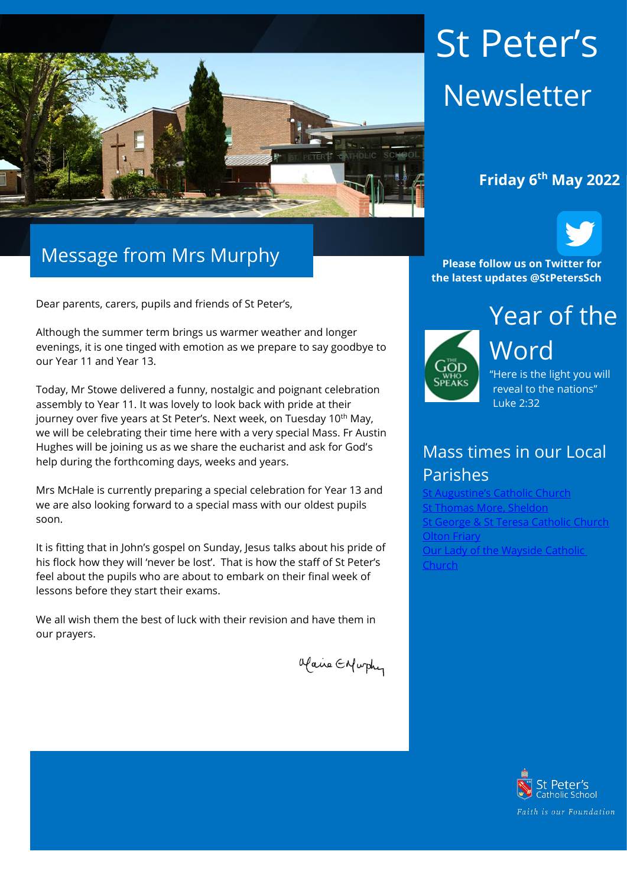# St Peter's Newsletter

**Friday 6th May 2022**

**Please follow us on Twitter for the latest updates @StPetersSch**

## Message from Mrs Murphy

Dear parents, carers, pupils and friends of St Peter's,

Although the summer term brings us warmer weather and longer evenings, it is one tinged with emotion as we prepare to say goodbye to our Year 11 and Year 13.

Today, Mr Stowe delivered a funny, nostalgic and poignant celebration assembly to Year 11. It was lovely to look back with pride at their journey over five years at St Peter's. Next week, on Tuesday 10th May, we will be celebrating their time here with a very special Mass. Fr Austin Hughes will be joining us as we share the eucharist and ask for God's help during the forthcoming days, weeks and years.

Mrs McHale is currently preparing a special celebration for Year 13 and we are also looking forward to a special mass with our oldest pupils soon.

It is fitting that in John's gospel on Sunday, Jesus talks about his pride of his flock how they will 'never be lost'. That is how the staff of St Peter's feel about the pupils who are about to embark on their final week of lessons before they start their exams.

We all wish them the best of luck with their revision and have them in our prayers.

Maire E Murphy

## Year of the Word

The God Who Speaks

"Here is the light you will reveal to the nations" Luke 2:32

## Mass times in our Local Parishes

- St Augustine's Catholic Church
- St Thomas More, Sheldon
- St George & St Teresa Catholic Church
- Olton Friary
- Our Lady of the Wayside Catholic Church

St Peter's Catholic School

*Faith is our Foundation*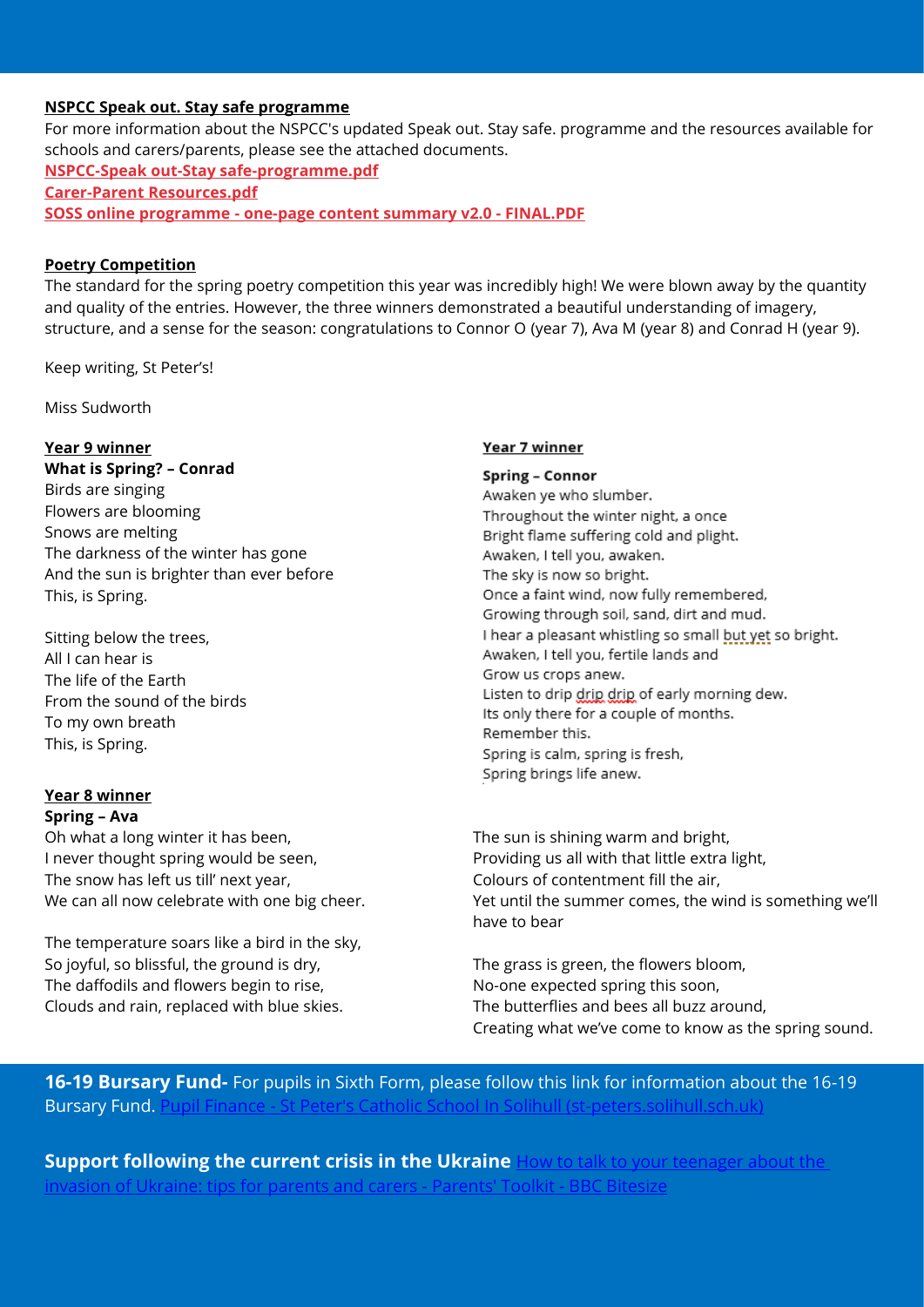**NSPCC Speak out. Stay safe programme**

For more information about the NSPCC's updated Speak out. Stay safe. programme and the resources available for schools and carers/parents, please see the attached documents.

**NSPCC-Speak out-Stay safe-programme.pdf**

**Carer-Parent Resources.pdf**

**SOSS online programme - one-page content summary v2.0 - FINAL.PDF**

**Poetry Competition**

The standard for the spring poetry competition this year was incredibly high! We were blown away by the quantity and quality of the entries. However, the three winners demonstrated a beautiful understanding of imagery, structure, and a sense for the season: congratulations to Connor O (year 7), Ava M (year 8) and Conrad H (year 9).

Keep writing, St Peter's!

Miss Sudworth

**Year 9 winner**

**What is Spring? – Conrad**

Birds are singing
Flowers are blooming
Snows are melting
The darkness of the winter has gone
And the sun is brighter than ever before
This, is Spring.

Sitting below the trees,
All I can hear is
The life of the Earth
From the sound of the birds
To my own breath
This, is Spring.

**Year 7 winner**

**Spring – Connor**

Awaken ye who slumber.
Throughout the winter night, a once
Bright flame suffering cold and plight.
Awaken, I tell you, awaken.
The sky is now so bright.
Once a faint wind, now fully remembered,
Growing through soil, sand, dirt and mud.
I hear a pleasant whistling so small but yet so bright.
Awaken, I tell you, fertile lands and
Grow us crops anew.
Listen to drip drip of early morning dew.
Its only there for a couple of months.
Remember this.
Spring is calm, spring is fresh,
Spring brings life anew.

**Year 8 winner**

**Spring – Ava**

Oh what a long winter it has been,
I never thought spring would be seen,
The snow has left us till' next year,
We can all now celebrate with one big cheer.

The temperature soars like a bird in the sky,
So joyful, so blissful, the ground is dry,
The daffodils and flowers begin to rise,
Clouds and rain, replaced with blue skies.

The sun is shining warm and bright,
Providing us all with that little extra light,
Colours of contentment fill the air,
Yet until the summer comes, the wind is something we'll have to bear

The grass is green, the flowers bloom,
No-one expected spring this soon,
The butterflies and bees all buzz around,
Creating what we've come to know as the spring sound.

**16-19 Bursary Fund-** For pupils in Sixth Form, please follow this link for information about the 16-19 Bursary Fund. Pupil Finance - St Peter's Catholic School In Solihull (st-peters.solihull.sch.uk)

**Support following the current crisis in the Ukraine** How to talk to your teenager about the invasion of Ukraine: tips for parents and carers - Parents' Toolkit - BBC Bitesize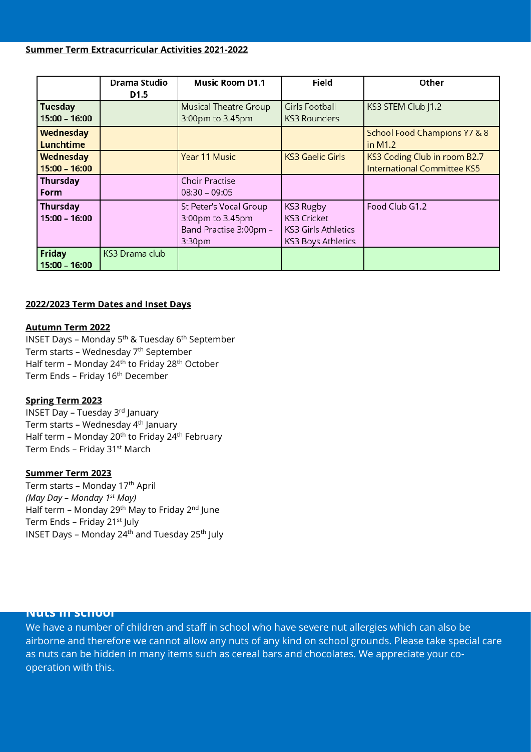**Summer Term Extracurricular Activities 2021-2022**

| | Drama Studio D1.5 | Music Room D1.1 | Field | Other |
|---|---|---|---|---|
| **Tuesday 15:00 – 16:00** | | Musical Theatre Group 3:00pm to 3.45pm | Girls Football KS3 Rounders | KS3 STEM Club J1.2 |
| **Wednesday Lunchtime** | | | | School Food Champions Y7 & 8 in M1.2 |
| **Wednesday 15:00 – 16:00** | | Year 11 Music | KS3 Gaelic Girls | KS3 Coding Club in room B2.7 International Committee KS5 |
| **Thursday Form** | | Choir Practise 08:30 – 09:05 | | |
| **Thursday 15:00 – 16:00** | | St Peter's Vocal Group 3:00pm to 3.45pm Band Practise 3:00pm – 3:30pm | KS3 Rugby KS3 Cricket KS3 Girls Athletics KS3 Boys Athletics | Food Club G1.2 |
| **Friday 15:00 – 16:00** | KS3 Drama club | | | |

**2022/2023 Term Dates and Inset Days**

**Autumn Term 2022**

INSET Days – Monday 5th & Tuesday 6th September
Term starts – Wednesday 7th September
Half term – Monday 24th to Friday 28th October
Term Ends – Friday 16th December

**Spring Term 2023**

INSET Day – Tuesday 3rd January
Term starts – Wednesday 4th January
Half term – Monday 20th to Friday 24th February
Term Ends – Friday 31st March

**Summer Term 2023**

Term starts – Monday 17th April
*(May Day – Monday 1st May)*
Half term – Monday 29th May to Friday 2nd June
Term Ends – Friday 21st July
INSET Days – Monday 24th and Tuesday 25th July

## Nuts in school

We have a number of children and staff in school who have severe nut allergies which can also be airborne and therefore we cannot allow any nuts of any kind on school grounds. Please take special care as nuts can be hidden in many items such as cereal bars and chocolates. We appreciate your co-operation with this.